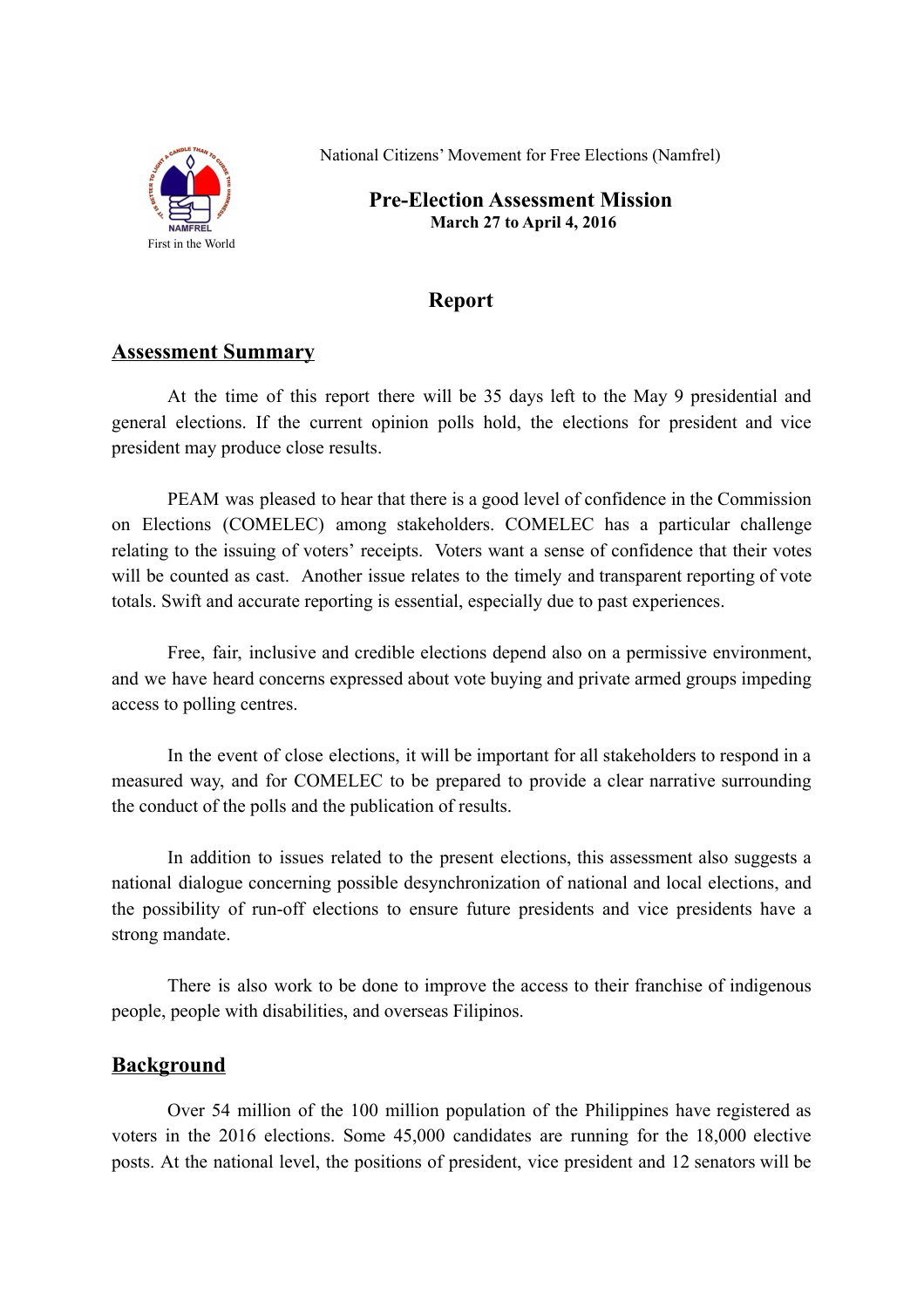NAMFREL
First in the World

National Citizens' Movement for Free Elections (Namfrel)

# Pre-Election Assessment Mission

**March 27 to April 4, 2016**

## Report

## Assessment Summary

At the time of this report there will be 35 days left to the May 9 presidential and general elections. If the current opinion polls hold, the elections for president and vice president may produce close results.

PEAM was pleased to hear that there is a good level of confidence in the Commission on Elections (COMELEC) among stakeholders. COMELEC has a particular challenge relating to the issuing of voters' receipts. Voters want a sense of confidence that their votes will be counted as cast. Another issue relates to the timely and transparent reporting of vote totals. Swift and accurate reporting is essential, especially due to past experiences.

Free, fair, inclusive and credible elections depend also on a permissive environment, and we have heard concerns expressed about vote buying and private armed groups impeding access to polling centres.

In the event of close elections, it will be important for all stakeholders to respond in a measured way, and for COMELEC to be prepared to provide a clear narrative surrounding the conduct of the polls and the publication of results.

In addition to issues related to the present elections, this assessment also suggests a national dialogue concerning possible desynchronization of national and local elections, and the possibility of run-off elections to ensure future presidents and vice presidents have a strong mandate.

There is also work to be done to improve the access to their franchise of indigenous people, people with disabilities, and overseas Filipinos.

## Background

Over 54 million of the 100 million population of the Philippines have registered as voters in the 2016 elections. Some 45,000 candidates are running for the 18,000 elective posts. At the national level, the positions of president, vice president and 12 senators will be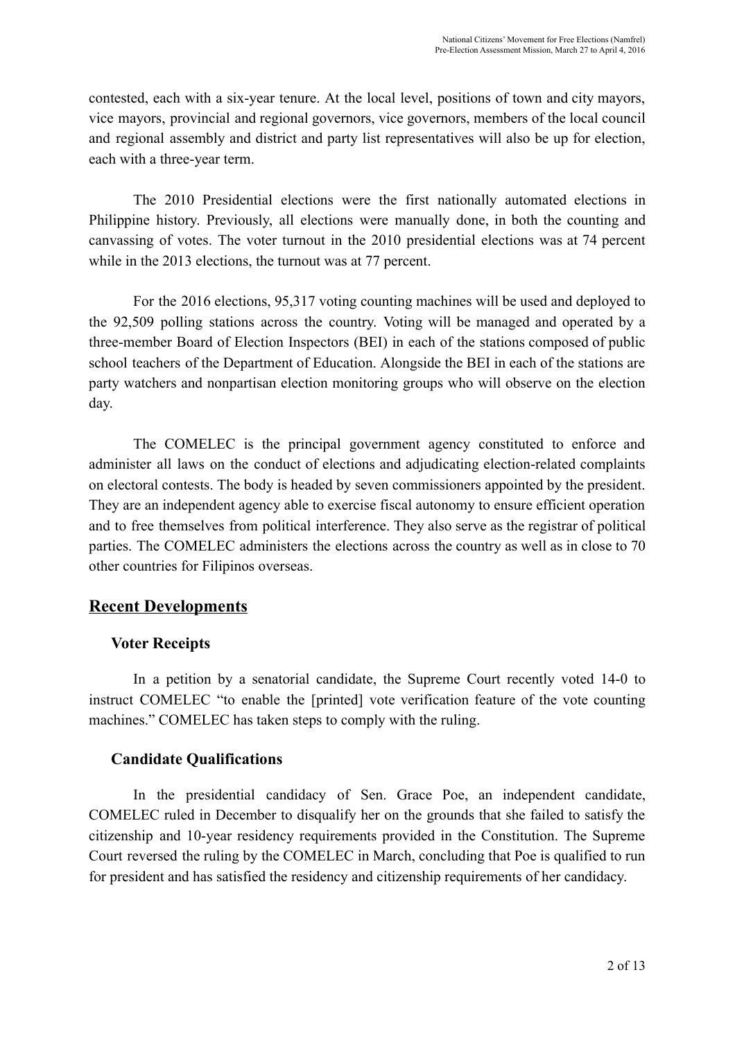contested, each with a six-year tenure. At the local level, positions of town and city mayors, vice mayors, provincial and regional governors, vice governors, members of the local council and regional assembly and district and party list representatives will also be up for election, each with a three-year term.

The 2010 Presidential elections were the first nationally automated elections in Philippine history. Previously, all elections were manually done, in both the counting and canvassing of votes. The voter turnout in the 2010 presidential elections was at 74 percent while in the 2013 elections, the turnout was at 77 percent.

For the 2016 elections, 95,317 voting counting machines will be used and deployed to the 92,509 polling stations across the country. Voting will be managed and operated by a three-member Board of Election Inspectors (BEI) in each of the stations composed of public school teachers of the Department of Education. Alongside the BEI in each of the stations are party watchers and nonpartisan election monitoring groups who will observe on the election day.

The COMELEC is the principal government agency constituted to enforce and administer all laws on the conduct of elections and adjudicating election-related complaints on electoral contests. The body is headed by seven commissioners appointed by the president. They are an independent agency able to exercise fiscal autonomy to ensure efficient operation and to free themselves from political interference. They also serve as the registrar of political parties. The COMELEC administers the elections across the country as well as in close to 70 other countries for Filipinos overseas.

## Recent Developments

### Voter Receipts

In a petition by a senatorial candidate, the Supreme Court recently voted 14-0 to instruct COMELEC "to enable the [printed] vote verification feature of the vote counting machines." COMELEC has taken steps to comply with the ruling.

### Candidate Qualifications

In the presidential candidacy of Sen. Grace Poe, an independent candidate, COMELEC ruled in December to disqualify her on the grounds that she failed to satisfy the citizenship and 10-year residency requirements provided in the Constitution. The Supreme Court reversed the ruling by the COMELEC in March, concluding that Poe is qualified to run for president and has satisfied the residency and citizenship requirements of her candidacy.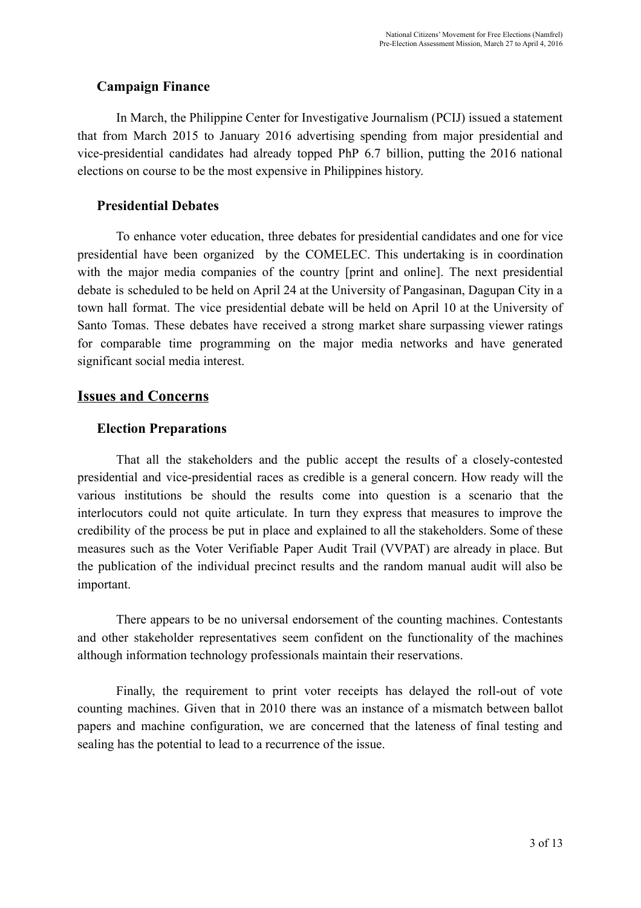### Campaign Finance

In March, the Philippine Center for Investigative Journalism (PCIJ) issued a statement that from March 2015 to January 2016 advertising spending from major presidential and vice-presidential candidates had already topped PhP 6.7 billion, putting the 2016 national elections on course to be the most expensive in Philippines history.

### Presidential Debates

To enhance voter education, three debates for presidential candidates and one for vice presidential have been organized by the COMELEC. This undertaking is in coordination with the major media companies of the country [print and online]. The next presidential debate is scheduled to be held on April 24 at the University of Pangasinan, Dagupan City in a town hall format. The vice presidential debate will be held on April 10 at the University of Santo Tomas. These debates have received a strong market share surpassing viewer ratings for comparable time programming on the major media networks and have generated significant social media interest.

## Issues and Concerns

### Election Preparations

That all the stakeholders and the public accept the results of a closely-contested presidential and vice-presidential races as credible is a general concern. How ready will the various institutions be should the results come into question is a scenario that the interlocutors could not quite articulate. In turn they express that measures to improve the credibility of the process be put in place and explained to all the stakeholders. Some of these measures such as the Voter Verifiable Paper Audit Trail (VVPAT) are already in place. But the publication of the individual precinct results and the random manual audit will also be important.

There appears to be no universal endorsement of the counting machines. Contestants and other stakeholder representatives seem confident on the functionality of the machines although information technology professionals maintain their reservations.

Finally, the requirement to print voter receipts has delayed the roll-out of vote counting machines. Given that in 2010 there was an instance of a mismatch between ballot papers and machine configuration, we are concerned that the lateness of final testing and sealing has the potential to lead to a recurrence of the issue.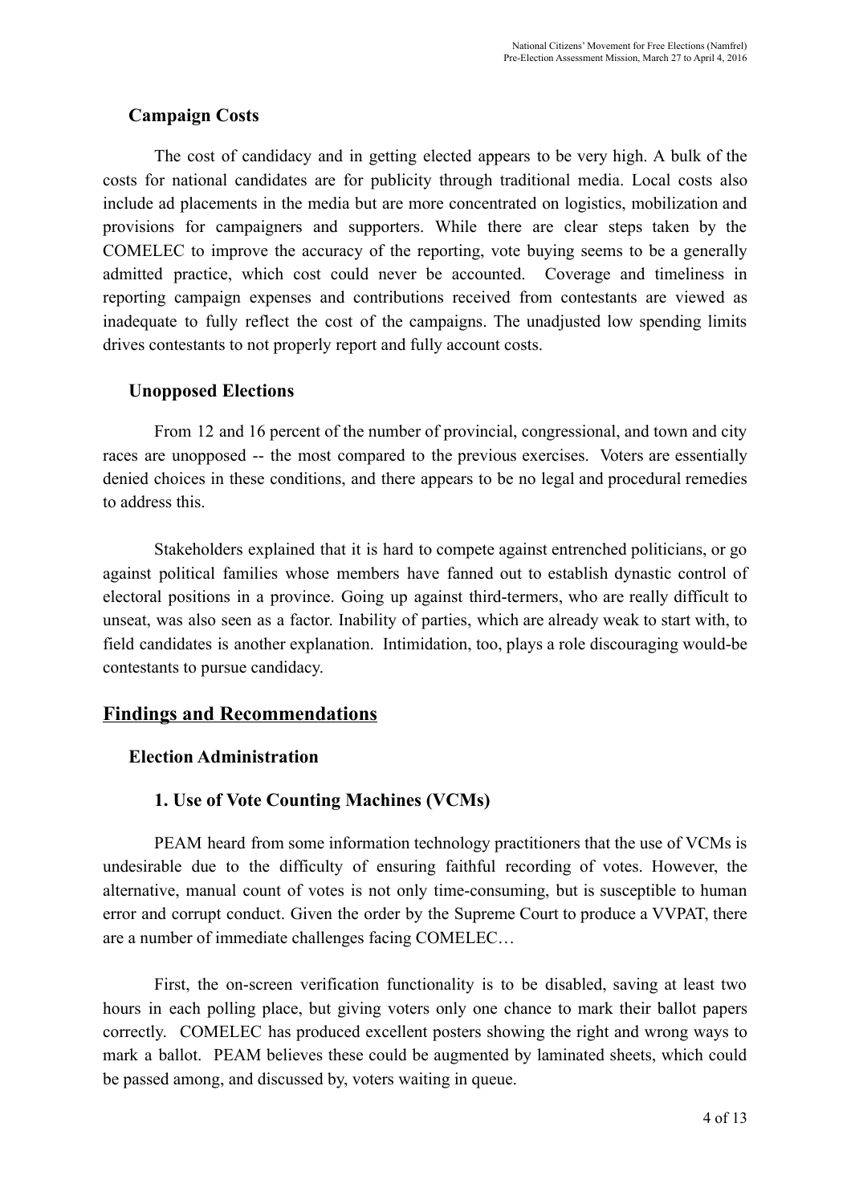### Campaign Costs

The cost of candidacy and in getting elected appears to be very high. A bulk of the costs for national candidates are for publicity through traditional media. Local costs also include ad placements in the media but are more concentrated on logistics, mobilization and provisions for campaigners and supporters. While there are clear steps taken by the COMELEC to improve the accuracy of the reporting, vote buying seems to be a generally admitted practice, which cost could never be accounted. Coverage and timeliness in reporting campaign expenses and contributions received from contestants are viewed as inadequate to fully reflect the cost of the campaigns. The unadjusted low spending limits drives contestants to not properly report and fully account costs.

### Unopposed Elections

From 12 and 16 percent of the number of provincial, congressional, and town and city races are unopposed -- the most compared to the previous exercises. Voters are essentially denied choices in these conditions, and there appears to be no legal and procedural remedies to address this.

Stakeholders explained that it is hard to compete against entrenched politicians, or go against political families whose members have fanned out to establish dynastic control of electoral positions in a province. Going up against third-termers, who are really difficult to unseat, was also seen as a factor. Inability of parties, which are already weak to start with, to field candidates is another explanation. Intimidation, too, plays a role discouraging would-be contestants to pursue candidacy.

## Findings and Recommendations

### Election Administration

#### 1. Use of Vote Counting Machines (VCMs)

PEAM heard from some information technology practitioners that the use of VCMs is undesirable due to the difficulty of ensuring faithful recording of votes. However, the alternative, manual count of votes is not only time-consuming, but is susceptible to human error and corrupt conduct. Given the order by the Supreme Court to produce a VVPAT, there are a number of immediate challenges facing COMELEC…

First, the on-screen verification functionality is to be disabled, saving at least two hours in each polling place, but giving voters only one chance to mark their ballot papers correctly. COMELEC has produced excellent posters showing the right and wrong ways to mark a ballot. PEAM believes these could be augmented by laminated sheets, which could be passed among, and discussed by, voters waiting in queue.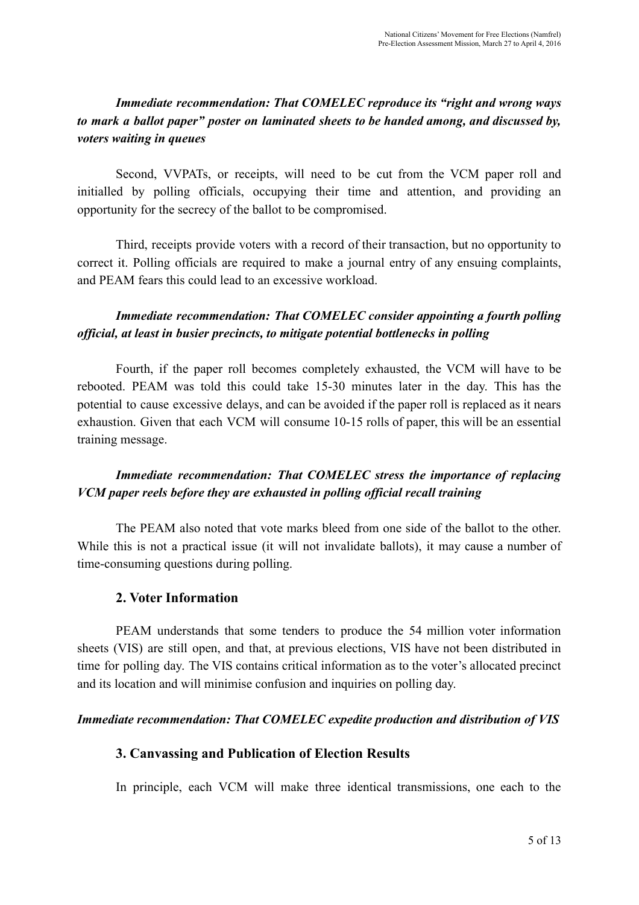***Immediate recommendation: That COMELEC reproduce its "right and wrong ways to mark a ballot paper" poster on laminated sheets to be handed among, and discussed by, voters waiting in queues***

Second, VVPATs, or receipts, will need to be cut from the VCM paper roll and initialled by polling officials, occupying their time and attention, and providing an opportunity for the secrecy of the ballot to be compromised.

Third, receipts provide voters with a record of their transaction, but no opportunity to correct it. Polling officials are required to make a journal entry of any ensuing complaints, and PEAM fears this could lead to an excessive workload.

***Immediate recommendation: That COMELEC consider appointing a fourth polling official, at least in busier precincts, to mitigate potential bottlenecks in polling***

Fourth, if the paper roll becomes completely exhausted, the VCM will have to be rebooted. PEAM was told this could take 15-30 minutes later in the day. This has the potential to cause excessive delays, and can be avoided if the paper roll is replaced as it nears exhaustion. Given that each VCM will consume 10-15 rolls of paper, this will be an essential training message.

***Immediate recommendation: That COMELEC stress the importance of replacing VCM paper reels before they are exhausted in polling official recall training***

The PEAM also noted that vote marks bleed from one side of the ballot to the other. While this is not a practical issue (it will not invalidate ballots), it may cause a number of time-consuming questions during polling.

## 2. Voter Information

PEAM understands that some tenders to produce the 54 million voter information sheets (VIS) are still open, and that, at previous elections, VIS have not been distributed in time for polling day. The VIS contains critical information as to the voter's allocated precinct and its location and will minimise confusion and inquiries on polling day.

***Immediate recommendation: That COMELEC expedite production and distribution of VIS***

## 3. Canvassing and Publication of Election Results

In principle, each VCM will make three identical transmissions, one each to the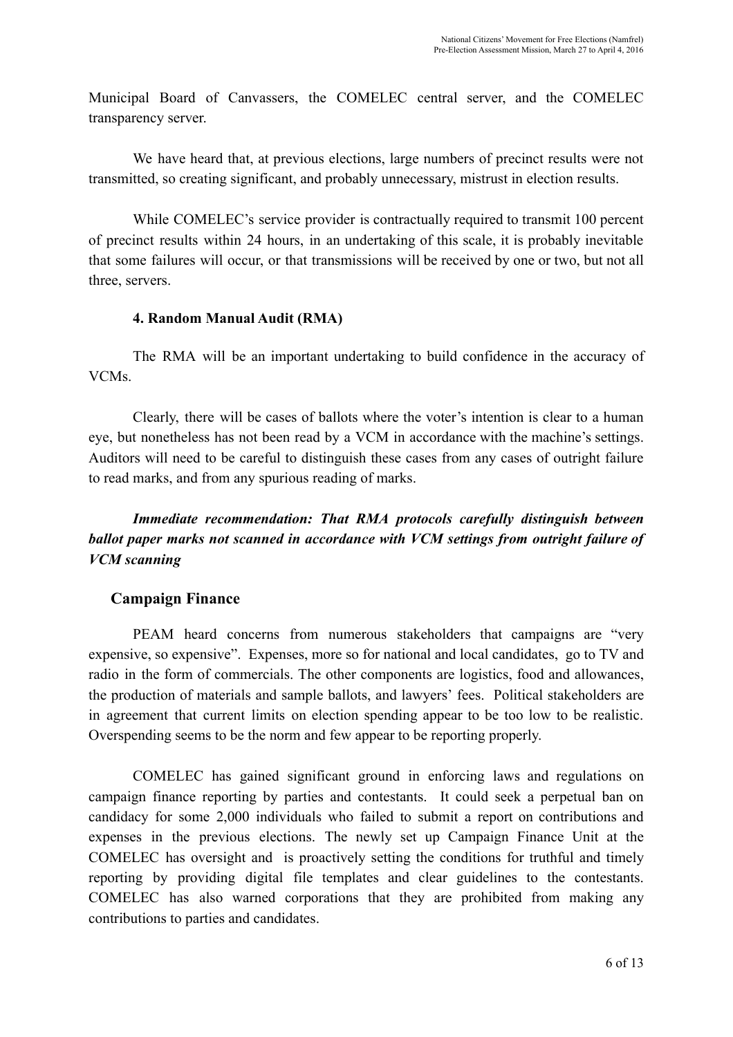Municipal Board of Canvassers, the COMELEC central server, and the COMELEC transparency server.

We have heard that, at previous elections, large numbers of precinct results were not transmitted, so creating significant, and probably unnecessary, mistrust in election results.

While COMELEC's service provider is contractually required to transmit 100 percent of precinct results within 24 hours, in an undertaking of this scale, it is probably inevitable that some failures will occur, or that transmissions will be received by one or two, but not all three, servers.

#### 4. Random Manual Audit (RMA)

The RMA will be an important undertaking to build confidence in the accuracy of VCMs.

Clearly, there will be cases of ballots where the voter's intention is clear to a human eye, but nonetheless has not been read by a VCM in accordance with the machine's settings. Auditors will need to be careful to distinguish these cases from any cases of outright failure to read marks, and from any spurious reading of marks.

***Immediate recommendation: That RMA protocols carefully distinguish between ballot paper marks not scanned in accordance with VCM settings from outright failure of VCM scanning***

### Campaign Finance

PEAM heard concerns from numerous stakeholders that campaigns are "very expensive, so expensive". Expenses, more so for national and local candidates, go to TV and radio in the form of commercials. The other components are logistics, food and allowances, the production of materials and sample ballots, and lawyers' fees. Political stakeholders are in agreement that current limits on election spending appear to be too low to be realistic. Overspending seems to be the norm and few appear to be reporting properly.

COMELEC has gained significant ground in enforcing laws and regulations on campaign finance reporting by parties and contestants. It could seek a perpetual ban on candidacy for some 2,000 individuals who failed to submit a report on contributions and expenses in the previous elections. The newly set up Campaign Finance Unit at the COMELEC has oversight and is proactively setting the conditions for truthful and timely reporting by providing digital file templates and clear guidelines to the contestants. COMELEC has also warned corporations that they are prohibited from making any contributions to parties and candidates.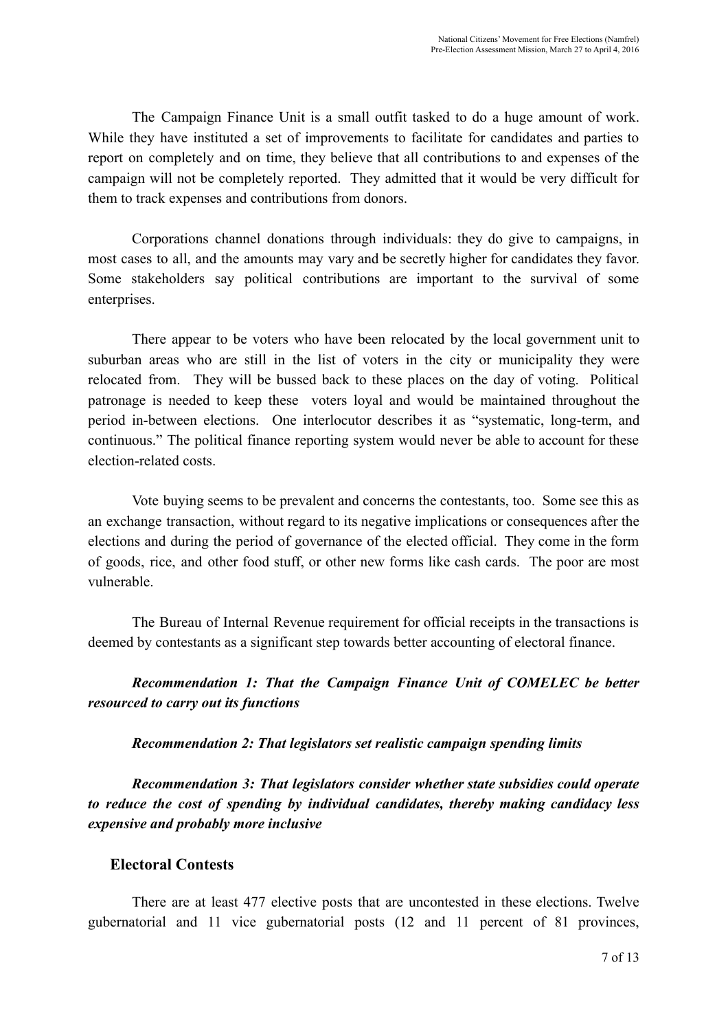The Campaign Finance Unit is a small outfit tasked to do a huge amount of work. While they have instituted a set of improvements to facilitate for candidates and parties to report on completely and on time, they believe that all contributions to and expenses of the campaign will not be completely reported. They admitted that it would be very difficult for them to track expenses and contributions from donors.

Corporations channel donations through individuals: they do give to campaigns, in most cases to all, and the amounts may vary and be secretly higher for candidates they favor. Some stakeholders say political contributions are important to the survival of some enterprises.

There appear to be voters who have been relocated by the local government unit to suburban areas who are still in the list of voters in the city or municipality they were relocated from. They will be bussed back to these places on the day of voting. Political patronage is needed to keep these voters loyal and would be maintained throughout the period in-between elections. One interlocutor describes it as "systematic, long-term, and continuous." The political finance reporting system would never be able to account for these election-related costs.

Vote buying seems to be prevalent and concerns the contestants, too. Some see this as an exchange transaction, without regard to its negative implications or consequences after the elections and during the period of governance of the elected official. They come in the form of goods, rice, and other food stuff, or other new forms like cash cards. The poor are most vulnerable.

The Bureau of Internal Revenue requirement for official receipts in the transactions is deemed by contestants as a significant step towards better accounting of electoral finance.

***Recommendation 1: That the Campaign Finance Unit of COMELEC be better resourced to carry out its functions***

***Recommendation 2: That legislators set realistic campaign spending limits***

***Recommendation 3: That legislators consider whether state subsidies could operate to reduce the cost of spending by individual candidates, thereby making candidacy less expensive and probably more inclusive***

## Electoral Contests

There are at least 477 elective posts that are uncontested in these elections. Twelve gubernatorial and 11 vice gubernatorial posts (12 and 11 percent of 81 provinces,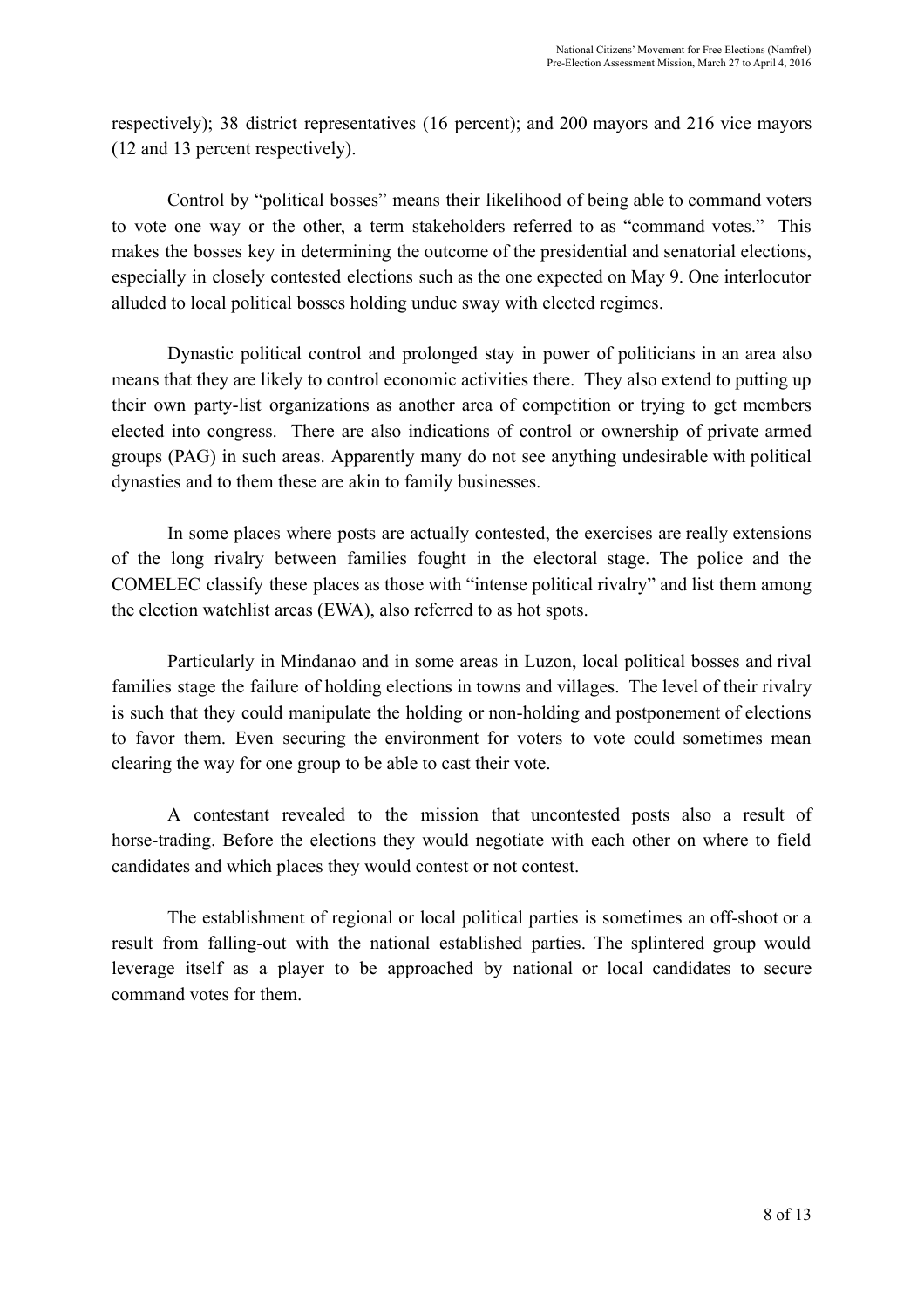respectively); 38 district representatives (16 percent); and 200 mayors and 216 vice mayors (12 and 13 percent respectively).

Control by "political bosses" means their likelihood of being able to command voters to vote one way or the other, a term stakeholders referred to as "command votes." This makes the bosses key in determining the outcome of the presidential and senatorial elections, especially in closely contested elections such as the one expected on May 9. One interlocutor alluded to local political bosses holding undue sway with elected regimes.

Dynastic political control and prolonged stay in power of politicians in an area also means that they are likely to control economic activities there. They also extend to putting up their own party-list organizations as another area of competition or trying to get members elected into congress. There are also indications of control or ownership of private armed groups (PAG) in such areas. Apparently many do not see anything undesirable with political dynasties and to them these are akin to family businesses.

In some places where posts are actually contested, the exercises are really extensions of the long rivalry between families fought in the electoral stage. The police and the COMELEC classify these places as those with "intense political rivalry" and list them among the election watchlist areas (EWA), also referred to as hot spots.

Particularly in Mindanao and in some areas in Luzon, local political bosses and rival families stage the failure of holding elections in towns and villages. The level of their rivalry is such that they could manipulate the holding or non-holding and postponement of elections to favor them. Even securing the environment for voters to vote could sometimes mean clearing the way for one group to be able to cast their vote.

A contestant revealed to the mission that uncontested posts also a result of horse-trading. Before the elections they would negotiate with each other on where to field candidates and which places they would contest or not contest.

The establishment of regional or local political parties is sometimes an off-shoot or a result from falling-out with the national established parties. The splintered group would leverage itself as a player to be approached by national or local candidates to secure command votes for them.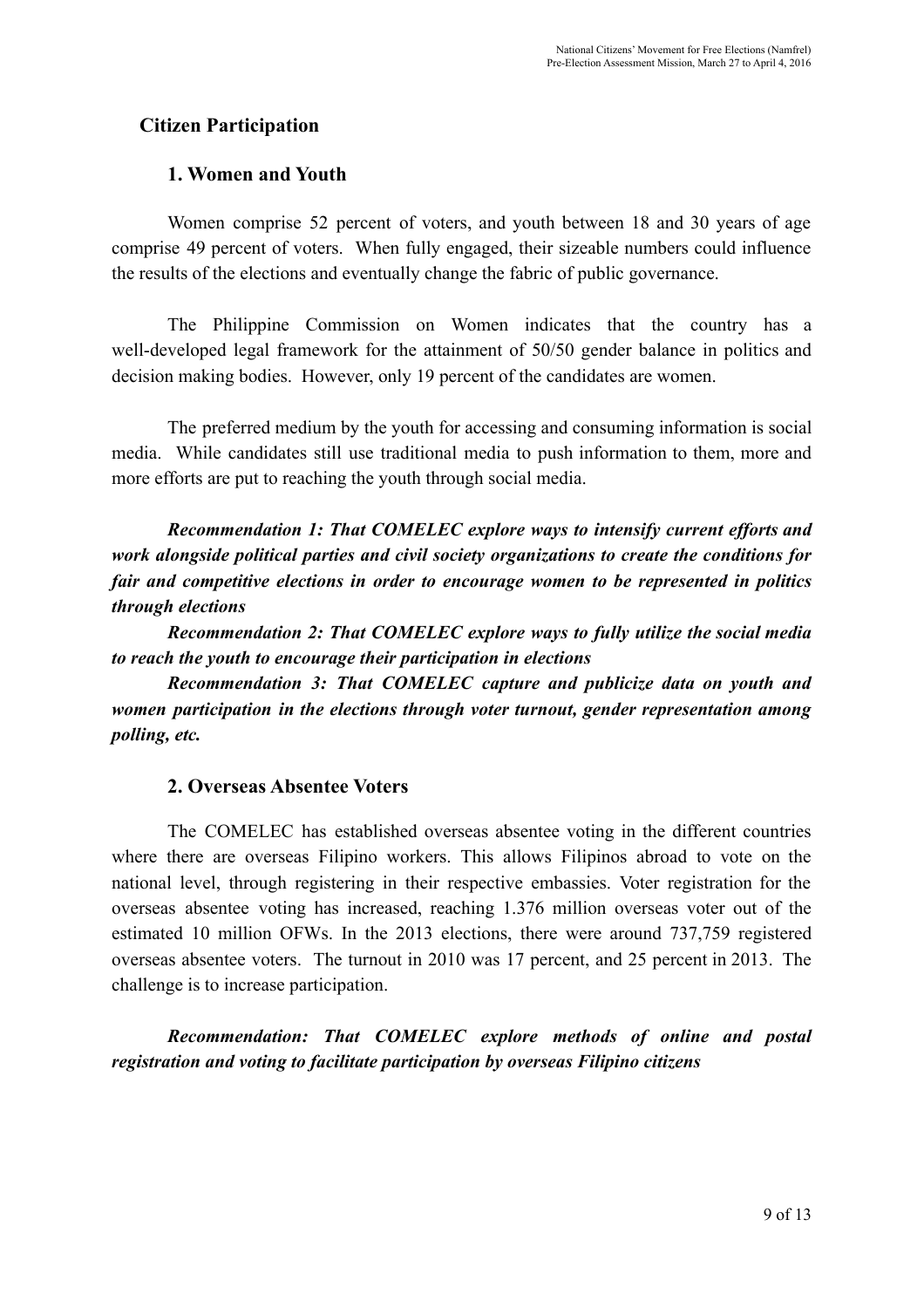## Citizen Participation

### 1. Women and Youth

Women comprise 52 percent of voters, and youth between 18 and 30 years of age comprise 49 percent of voters. When fully engaged, their sizeable numbers could influence the results of the elections and eventually change the fabric of public governance.

The Philippine Commission on Women indicates that the country has a well-developed legal framework for the attainment of 50/50 gender balance in politics and decision making bodies. However, only 19 percent of the candidates are women.

The preferred medium by the youth for accessing and consuming information is social media. While candidates still use traditional media to push information to them, more and more efforts are put to reaching the youth through social media.

***Recommendation 1: That COMELEC explore ways to intensify current efforts and work alongside political parties and civil society organizations to create the conditions for fair and competitive elections in order to encourage women to be represented in politics through elections***

***Recommendation 2: That COMELEC explore ways to fully utilize the social media to reach the youth to encourage their participation in elections***

***Recommendation 3: That COMELEC capture and publicize data on youth and women participation in the elections through voter turnout, gender representation among polling, etc.***

### 2. Overseas Absentee Voters

The COMELEC has established overseas absentee voting in the different countries where there are overseas Filipino workers. This allows Filipinos abroad to vote on the national level, through registering in their respective embassies. Voter registration for the overseas absentee voting has increased, reaching 1.376 million overseas voter out of the estimated 10 million OFWs. In the 2013 elections, there were around 737,759 registered overseas absentee voters. The turnout in 2010 was 17 percent, and 25 percent in 2013. The challenge is to increase participation.

***Recommendation: That COMELEC explore methods of online and postal registration and voting to facilitate participation by overseas Filipino citizens***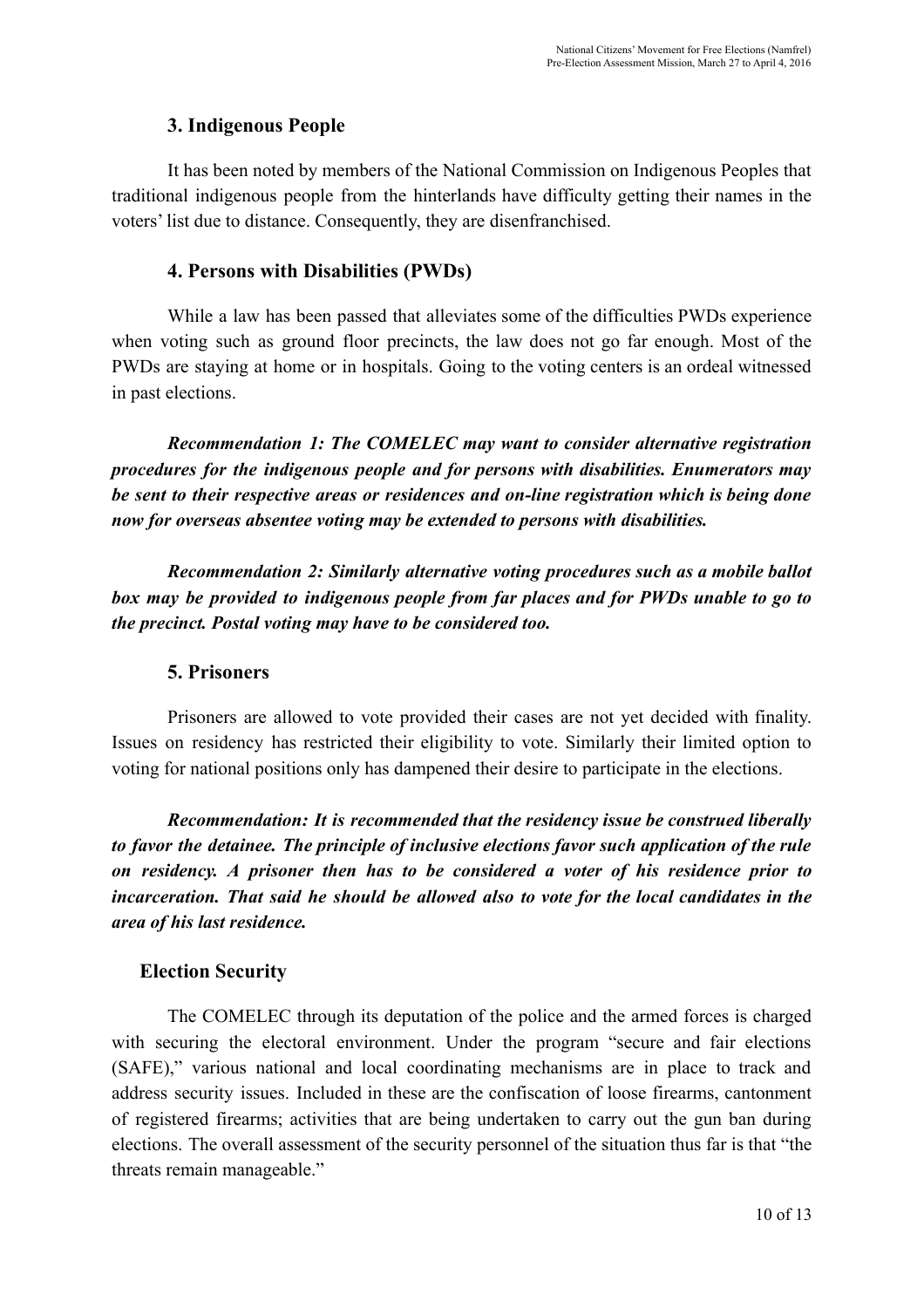### 3. Indigenous People

It has been noted by members of the National Commission on Indigenous Peoples that traditional indigenous people from the hinterlands have difficulty getting their names in the voters' list due to distance. Consequently, they are disenfranchised.

### 4. Persons with Disabilities (PWDs)

While a law has been passed that alleviates some of the difficulties PWDs experience when voting such as ground floor precincts, the law does not go far enough. Most of the PWDs are staying at home or in hospitals. Going to the voting centers is an ordeal witnessed in past elections.

***Recommendation 1: The COMELEC may want to consider alternative registration procedures for the indigenous people and for persons with disabilities. Enumerators may be sent to their respective areas or residences and on-line registration which is being done now for overseas absentee voting may be extended to persons with disabilities.***

***Recommendation 2: Similarly alternative voting procedures such as a mobile ballot box may be provided to indigenous people from far places and for PWDs unable to go to the precinct. Postal voting may have to be considered too.***

### 5. Prisoners

Prisoners are allowed to vote provided their cases are not yet decided with finality. Issues on residency has restricted their eligibility to vote. Similarly their limited option to voting for national positions only has dampened their desire to participate in the elections.

***Recommendation: It is recommended that the residency issue be construed liberally to favor the detainee. The principle of inclusive elections favor such application of the rule on residency. A prisoner then has to be considered a voter of his residence prior to incarceration. That said he should be allowed also to vote for the local candidates in the area of his last residence.***

## Election Security

The COMELEC through its deputation of the police and the armed forces is charged with securing the electoral environment. Under the program "secure and fair elections (SAFE)," various national and local coordinating mechanisms are in place to track and address security issues. Included in these are the confiscation of loose firearms, cantonment of registered firearms; activities that are being undertaken to carry out the gun ban during elections. The overall assessment of the security personnel of the situation thus far is that "the threats remain manageable."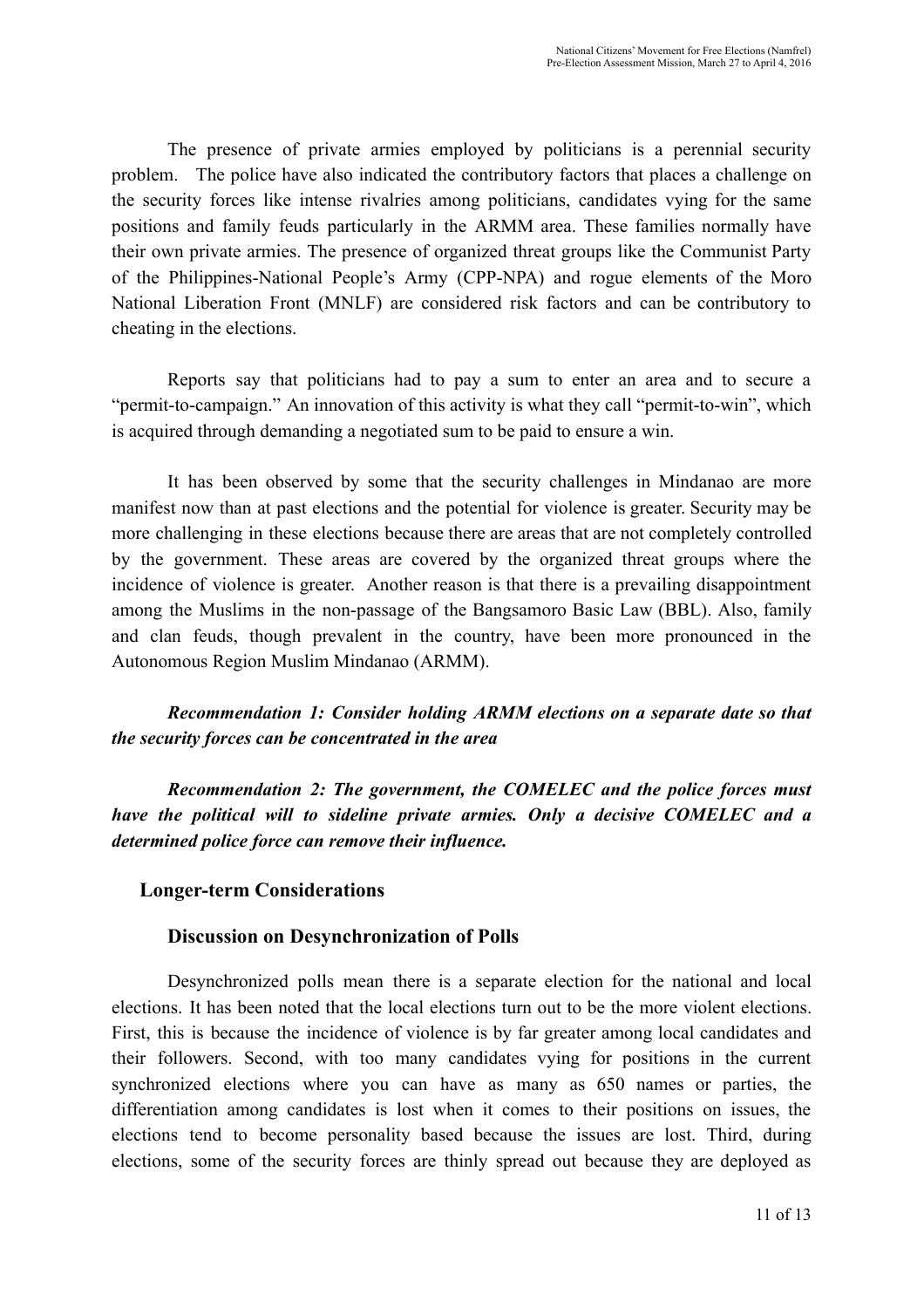The presence of private armies employed by politicians is a perennial security problem. The police have also indicated the contributory factors that places a challenge on the security forces like intense rivalries among politicians, candidates vying for the same positions and family feuds particularly in the ARMM area. These families normally have their own private armies. The presence of organized threat groups like the Communist Party of the Philippines-National People's Army (CPP-NPA) and rogue elements of the Moro National Liberation Front (MNLF) are considered risk factors and can be contributory to cheating in the elections.

Reports say that politicians had to pay a sum to enter an area and to secure a "permit-to-campaign." An innovation of this activity is what they call "permit-to-win", which is acquired through demanding a negotiated sum to be paid to ensure a win.

It has been observed by some that the security challenges in Mindanao are more manifest now than at past elections and the potential for violence is greater. Security may be more challenging in these elections because there are areas that are not completely controlled by the government. These areas are covered by the organized threat groups where the incidence of violence is greater. Another reason is that there is a prevailing disappointment among the Muslims in the non-passage of the Bangsamoro Basic Law (BBL). Also, family and clan feuds, though prevalent in the country, have been more pronounced in the Autonomous Region Muslim Mindanao (ARMM).

***Recommendation 1: Consider holding ARMM elections on a separate date so that the security forces can be concentrated in the area***

***Recommendation 2: The government, the COMELEC and the police forces must have the political will to sideline private armies. Only a decisive COMELEC and a determined police force can remove their influence.***

## Longer-term Considerations

### Discussion on Desynchronization of Polls

Desynchronized polls mean there is a separate election for the national and local elections. It has been noted that the local elections turn out to be the more violent elections. First, this is because the incidence of violence is by far greater among local candidates and their followers. Second, with too many candidates vying for positions in the current synchronized elections where you can have as many as 650 names or parties, the differentiation among candidates is lost when it comes to their positions on issues, the elections tend to become personality based because the issues are lost. Third, during elections, some of the security forces are thinly spread out because they are deployed as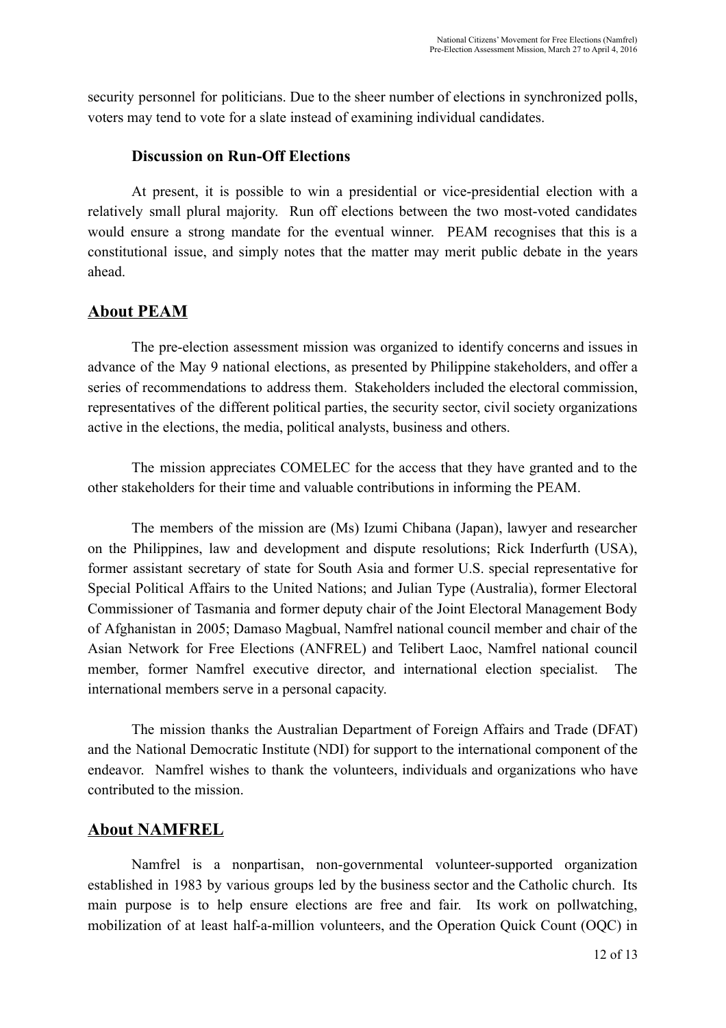security personnel for politicians. Due to the sheer number of elections in synchronized polls, voters may tend to vote for a slate instead of examining individual candidates.

### Discussion on Run-Off Elections

At present, it is possible to win a presidential or vice-presidential election with a relatively small plural majority. Run off elections between the two most-voted candidates would ensure a strong mandate for the eventual winner. PEAM recognises that this is a constitutional issue, and simply notes that the matter may merit public debate in the years ahead.

## About PEAM

The pre-election assessment mission was organized to identify concerns and issues in advance of the May 9 national elections, as presented by Philippine stakeholders, and offer a series of recommendations to address them. Stakeholders included the electoral commission, representatives of the different political parties, the security sector, civil society organizations active in the elections, the media, political analysts, business and others.

The mission appreciates COMELEC for the access that they have granted and to the other stakeholders for their time and valuable contributions in informing the PEAM.

The members of the mission are (Ms) Izumi Chibana (Japan), lawyer and researcher on the Philippines, law and development and dispute resolutions; Rick Inderfurth (USA), former assistant secretary of state for South Asia and former U.S. special representative for Special Political Affairs to the United Nations; and Julian Type (Australia), former Electoral Commissioner of Tasmania and former deputy chair of the Joint Electoral Management Body of Afghanistan in 2005; Damaso Magbual, Namfrel national council member and chair of the Asian Network for Free Elections (ANFREL) and Telibert Laoc, Namfrel national council member, former Namfrel executive director, and international election specialist. The international members serve in a personal capacity.

The mission thanks the Australian Department of Foreign Affairs and Trade (DFAT) and the National Democratic Institute (NDI) for support to the international component of the endeavor. Namfrel wishes to thank the volunteers, individuals and organizations who have contributed to the mission.

## About NAMFREL

Namfrel is a nonpartisan, non-governmental volunteer-supported organization established in 1983 by various groups led by the business sector and the Catholic church. Its main purpose is to help ensure elections are free and fair. Its work on pollwatching, mobilization of at least half-a-million volunteers, and the Operation Quick Count (OQC) in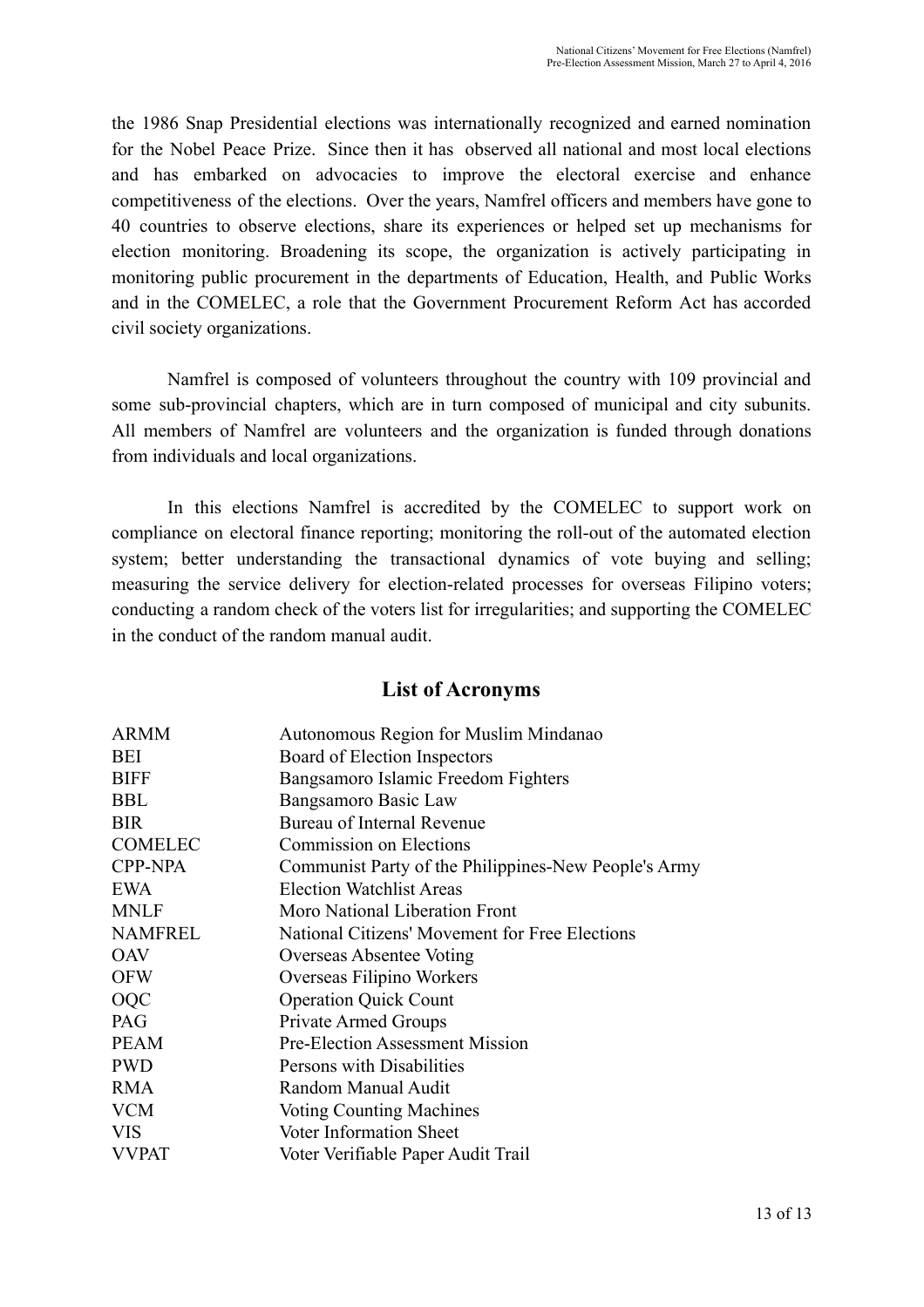the 1986 Snap Presidential elections was internationally recognized and earned nomination for the Nobel Peace Prize. Since then it has observed all national and most local elections and has embarked on advocacies to improve the electoral exercise and enhance competitiveness of the elections. Over the years, Namfrel officers and members have gone to 40 countries to observe elections, share its experiences or helped set up mechanisms for election monitoring. Broadening its scope, the organization is actively participating in monitoring public procurement in the departments of Education, Health, and Public Works and in the COMELEC, a role that the Government Procurement Reform Act has accorded civil society organizations.

Namfrel is composed of volunteers throughout the country with 109 provincial and some sub-provincial chapters, which are in turn composed of municipal and city subunits. All members of Namfrel are volunteers and the organization is funded through donations from individuals and local organizations.

In this elections Namfrel is accredited by the COMELEC to support work on compliance on electoral finance reporting; monitoring the roll-out of the automated election system; better understanding the transactional dynamics of vote buying and selling; measuring the service delivery for election-related processes for overseas Filipino voters; conducting a random check of the voters list for irregularities; and supporting the COMELEC in the conduct of the random manual audit.

## List of Acronyms

| | |
|---|---|
| ARMM | Autonomous Region for Muslim Mindanao |
| BEI | Board of Election Inspectors |
| BIFF | Bangsamoro Islamic Freedom Fighters |
| BBL | Bangsamoro Basic Law |
| BIR | Bureau of Internal Revenue |
| COMELEC | Commission on Elections |
| CPP-NPA | Communist Party of the Philippines-New People's Army |
| EWA | Election Watchlist Areas |
| MNLF | Moro National Liberation Front |
| NAMFREL | National Citizens' Movement for Free Elections |
| OAV | Overseas Absentee Voting |
| OFW | Overseas Filipino Workers |
| OQC | Operation Quick Count |
| PAG | Private Armed Groups |
| PEAM | Pre-Election Assessment Mission |
| PWD | Persons with Disabilities |
| RMA | Random Manual Audit |
| VCM | Voting Counting Machines |
| VIS | Voter Information Sheet |
| VVPAT | Voter Verifiable Paper Audit Trail |